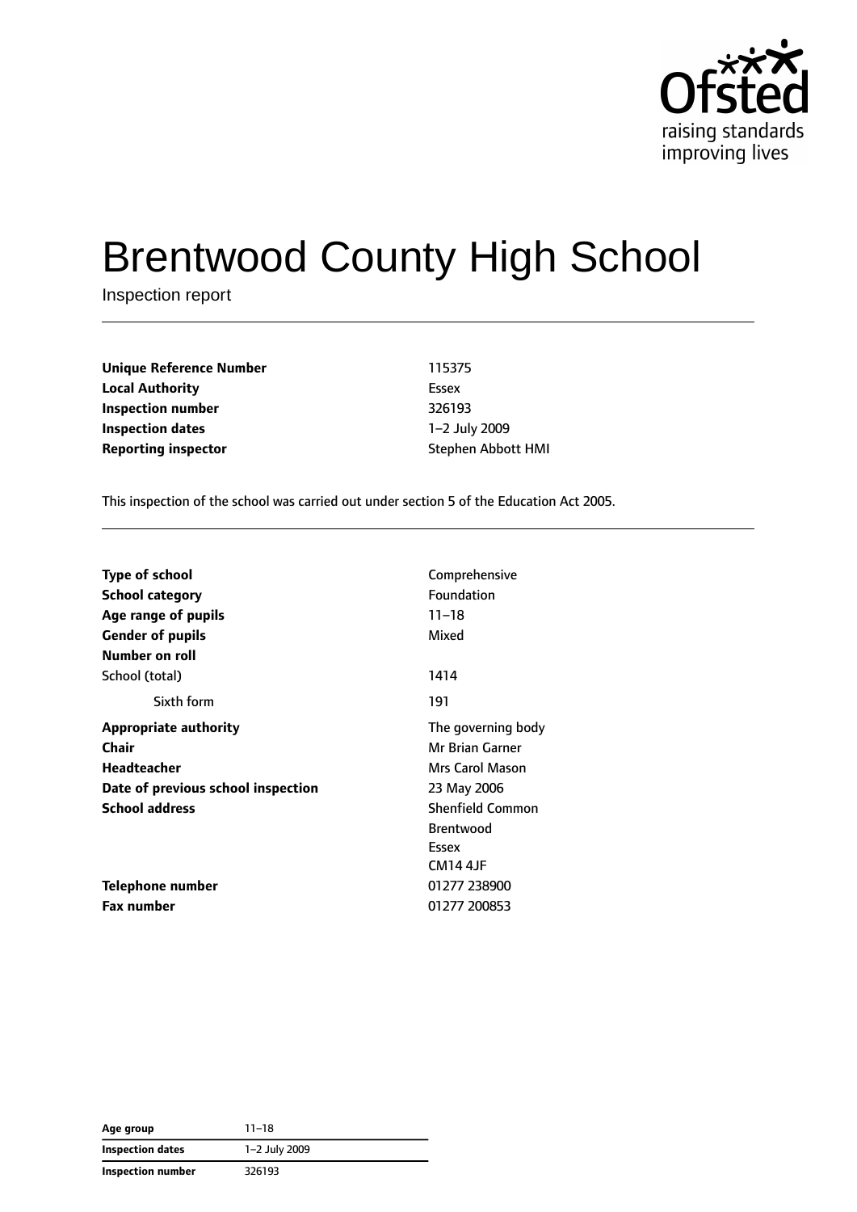Ofsted
raising standards
improving lives

# Brentwood County High School

Inspection report

| | |
|---|---|
| **Unique Reference Number** | 115375 |
| **Local Authority** | Essex |
| **Inspection number** | 326193 |
| **Inspection dates** | 1–2 July 2009 |
| **Reporting inspector** | Stephen Abbott HMI |

This inspection of the school was carried out under section 5 of the Education Act 2005.

| | |
|---|---|
| **Type of school** | Comprehensive |
| **School category** | Foundation |
| **Age range of pupils** | 11–18 |
| **Gender of pupils** | Mixed |
| **Number on roll** | |
| School (total) | 1414 |
| Sixth form | 191 |
| **Appropriate authority** | The governing body |
| **Chair** | Mr Brian Garner |
| **Headteacher** | Mrs Carol Mason |
| **Date of previous school inspection** | 23 May 2006 |
| **School address** | Shenfield Common<br>Brentwood<br>Essex<br>CM14 4JF |
| **Telephone number** | 01277 238900 |
| **Fax number** | 01277 200853 |

| | |
|---|---|
| **Age group** | 11–18 |
| **Inspection dates** | 1–2 July 2009 |
| **Inspection number** | 326193 |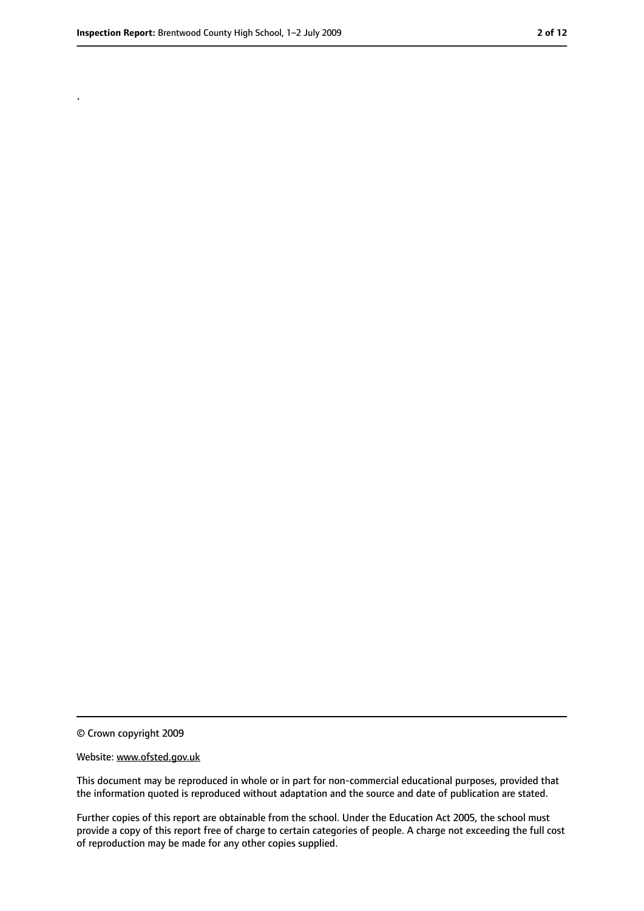.

© Crown copyright 2009

Website: www.ofsted.gov.uk

This document may be reproduced in whole or in part for non-commercial educational purposes, provided that the information quoted is reproduced without adaptation and the source and date of publication are stated.

Further copies of this report are obtainable from the school. Under the Education Act 2005, the school must provide a copy of this report free of charge to certain categories of people. A charge not exceeding the full cost of reproduction may be made for any other copies supplied.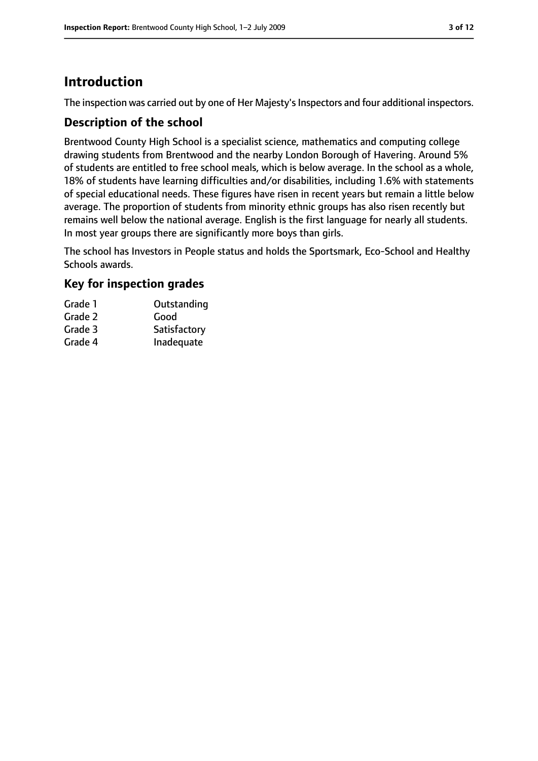# Introduction

The inspection was carried out by one of Her Majesty's Inspectors and four additional inspectors.

## Description of the school

Brentwood County High School is a specialist science, mathematics and computing college drawing students from Brentwood and the nearby London Borough of Havering. Around 5% of students are entitled to free school meals, which is below average. In the school as a whole, 18% of students have learning difficulties and/or disabilities, including 1.6% with statements of special educational needs. These figures have risen in recent years but remain a little below average. The proportion of students from minority ethnic groups has also risen recently but remains well below the national average. English is the first language for nearly all students. In most year groups there are significantly more boys than girls.

The school has Investors in People status and holds the Sportsmark, Eco-School and Healthy Schools awards.

## Key for inspection grades

| | |
|---|---|
| Grade 1 | Outstanding |
| Grade 2 | Good |
| Grade 3 | Satisfactory |
| Grade 4 | Inadequate |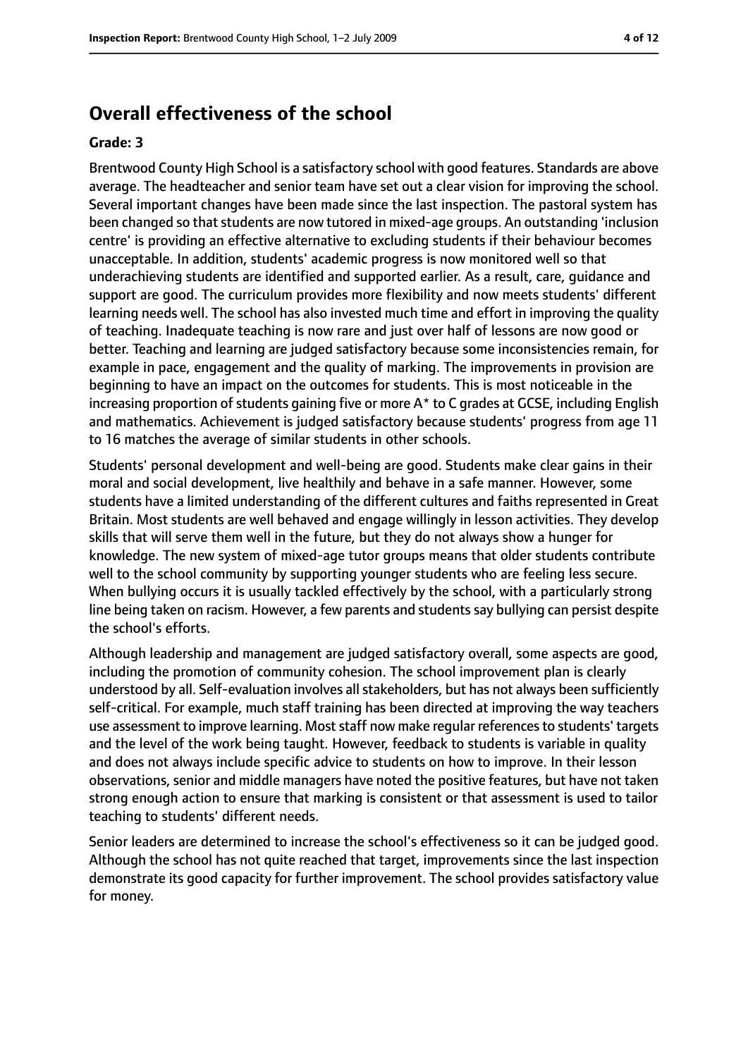## Overall effectiveness of the school

### Grade: 3

Brentwood County High School is a satisfactory school with good features. Standards are above average. The headteacher and senior team have set out a clear vision for improving the school. Several important changes have been made since the last inspection. The pastoral system has been changed so that students are now tutored in mixed-age groups. An outstanding 'inclusion centre' is providing an effective alternative to excluding students if their behaviour becomes unacceptable. In addition, students' academic progress is now monitored well so that underachieving students are identified and supported earlier. As a result, care, guidance and support are good. The curriculum provides more flexibility and now meets students' different learning needs well. The school has also invested much time and effort in improving the quality of teaching. Inadequate teaching is now rare and just over half of lessons are now good or better. Teaching and learning are judged satisfactory because some inconsistencies remain, for example in pace, engagement and the quality of marking. The improvements in provision are beginning to have an impact on the outcomes for students. This is most noticeable in the increasing proportion of students gaining five or more A* to C grades at GCSE, including English and mathematics. Achievement is judged satisfactory because students' progress from age 11 to 16 matches the average of similar students in other schools.

Students' personal development and well-being are good. Students make clear gains in their moral and social development, live healthily and behave in a safe manner. However, some students have a limited understanding of the different cultures and faiths represented in Great Britain. Most students are well behaved and engage willingly in lesson activities. They develop skills that will serve them well in the future, but they do not always show a hunger for knowledge. The new system of mixed-age tutor groups means that older students contribute well to the school community by supporting younger students who are feeling less secure. When bullying occurs it is usually tackled effectively by the school, with a particularly strong line being taken on racism. However, a few parents and students say bullying can persist despite the school's efforts.

Although leadership and management are judged satisfactory overall, some aspects are good, including the promotion of community cohesion. The school improvement plan is clearly understood by all. Self-evaluation involves all stakeholders, but has not always been sufficiently self-critical. For example, much staff training has been directed at improving the way teachers use assessment to improve learning. Most staff now make regular references to students' targets and the level of the work being taught. However, feedback to students is variable in quality and does not always include specific advice to students on how to improve. In their lesson observations, senior and middle managers have noted the positive features, but have not taken strong enough action to ensure that marking is consistent or that assessment is used to tailor teaching to students' different needs.

Senior leaders are determined to increase the school's effectiveness so it can be judged good. Although the school has not quite reached that target, improvements since the last inspection demonstrate its good capacity for further improvement. The school provides satisfactory value for money.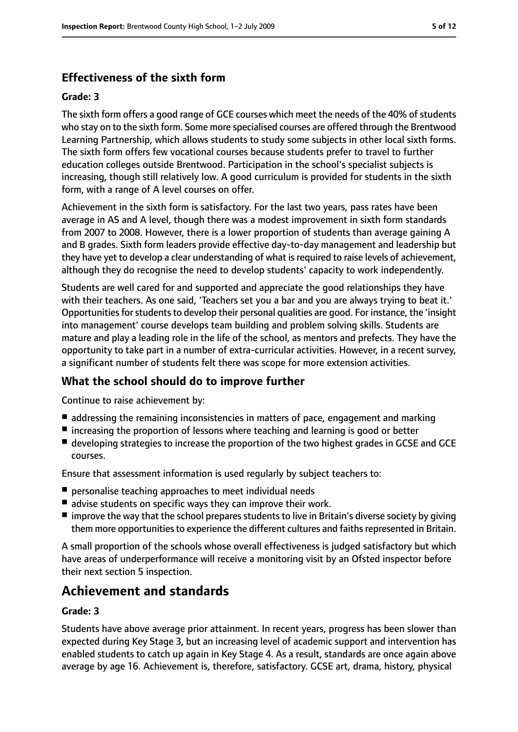## Effectiveness of the sixth form

### Grade: 3

The sixth form offers a good range of GCE courses which meet the needs of the 40% of students who stay on to the sixth form. Some more specialised courses are offered through the Brentwood Learning Partnership, which allows students to study some subjects in other local sixth forms. The sixth form offers few vocational courses because students prefer to travel to further education colleges outside Brentwood. Participation in the school's specialist subjects is increasing, though still relatively low. A good curriculum is provided for students in the sixth form, with a range of A level courses on offer.

Achievement in the sixth form is satisfactory. For the last two years, pass rates have been average in AS and A level, though there was a modest improvement in sixth form standards from 2007 to 2008. However, there is a lower proportion of students than average gaining A and B grades. Sixth form leaders provide effective day-to-day management and leadership but they have yet to develop a clear understanding of what is required to raise levels of achievement, although they do recognise the need to develop students' capacity to work independently.

Students are well cared for and supported and appreciate the good relationships they have with their teachers. As one said, 'Teachers set you a bar and you are always trying to beat it.' Opportunities for students to develop their personal qualities are good. For instance, the 'insight into management' course develops team building and problem solving skills. Students are mature and play a leading role in the life of the school, as mentors and prefects. They have the opportunity to take part in a number of extra-curricular activities. However, in a recent survey, a significant number of students felt there was scope for more extension activities.

## What the school should do to improve further

Continue to raise achievement by:

- addressing the remaining inconsistencies in matters of pace, engagement and marking
- increasing the proportion of lessons where teaching and learning is good or better
- developing strategies to increase the proportion of the two highest grades in GCSE and GCE courses.

Ensure that assessment information is used regularly by subject teachers to:

- personalise teaching approaches to meet individual needs
- advise students on specific ways they can improve their work.
- improve the way that the school prepares students to live in Britain's diverse society by giving them more opportunities to experience the different cultures and faiths represented in Britain.

A small proportion of the schools whose overall effectiveness is judged satisfactory but which have areas of underperformance will receive a monitoring visit by an Ofsted inspector before their next section 5 inspection.

# Achievement and standards

### Grade: 3

Students have above average prior attainment. In recent years, progress has been slower than expected during Key Stage 3, but an increasing level of academic support and intervention has enabled students to catch up again in Key Stage 4. As a result, standards are once again above average by age 16. Achievement is, therefore, satisfactory. GCSE art, drama, history, physical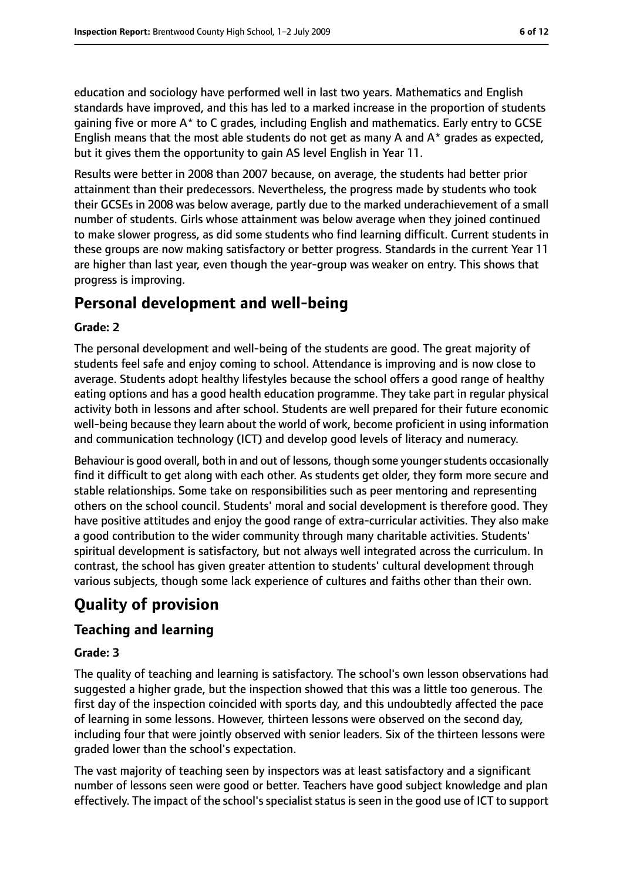education and sociology have performed well in last two years. Mathematics and English standards have improved, and this has led to a marked increase in the proportion of students gaining five or more A* to C grades, including English and mathematics. Early entry to GCSE English means that the most able students do not get as many A and A* grades as expected, but it gives them the opportunity to gain AS level English in Year 11.

Results were better in 2008 than 2007 because, on average, the students had better prior attainment than their predecessors. Nevertheless, the progress made by students who took their GCSEs in 2008 was below average, partly due to the marked underachievement of a small number of students. Girls whose attainment was below average when they joined continued to make slower progress, as did some students who find learning difficult. Current students in these groups are now making satisfactory or better progress. Standards in the current Year 11 are higher than last year, even though the year-group was weaker on entry. This shows that progress is improving.

## Personal development and well-being

**Grade: 2**

The personal development and well-being of the students are good. The great majority of students feel safe and enjoy coming to school. Attendance is improving and is now close to average. Students adopt healthy lifestyles because the school offers a good range of healthy eating options and has a good health education programme. They take part in regular physical activity both in lessons and after school. Students are well prepared for their future economic well-being because they learn about the world of work, become proficient in using information and communication technology (ICT) and develop good levels of literacy and numeracy.

Behaviour is good overall, both in and out of lessons, though some younger students occasionally find it difficult to get along with each other. As students get older, they form more secure and stable relationships. Some take on responsibilities such as peer mentoring and representing others on the school council. Students' moral and social development is therefore good. They have positive attitudes and enjoy the good range of extra-curricular activities. They also make a good contribution to the wider community through many charitable activities. Students' spiritual development is satisfactory, but not always well integrated across the curriculum. In contrast, the school has given greater attention to students' cultural development through various subjects, though some lack experience of cultures and faiths other than their own.

# Quality of provision

## Teaching and learning

**Grade: 3**

The quality of teaching and learning is satisfactory. The school's own lesson observations had suggested a higher grade, but the inspection showed that this was a little too generous. The first day of the inspection coincided with sports day, and this undoubtedly affected the pace of learning in some lessons. However, thirteen lessons were observed on the second day, including four that were jointly observed with senior leaders. Six of the thirteen lessons were graded lower than the school's expectation.

The vast majority of teaching seen by inspectors was at least satisfactory and a significant number of lessons seen were good or better. Teachers have good subject knowledge and plan effectively. The impact of the school's specialist status is seen in the good use of ICT to support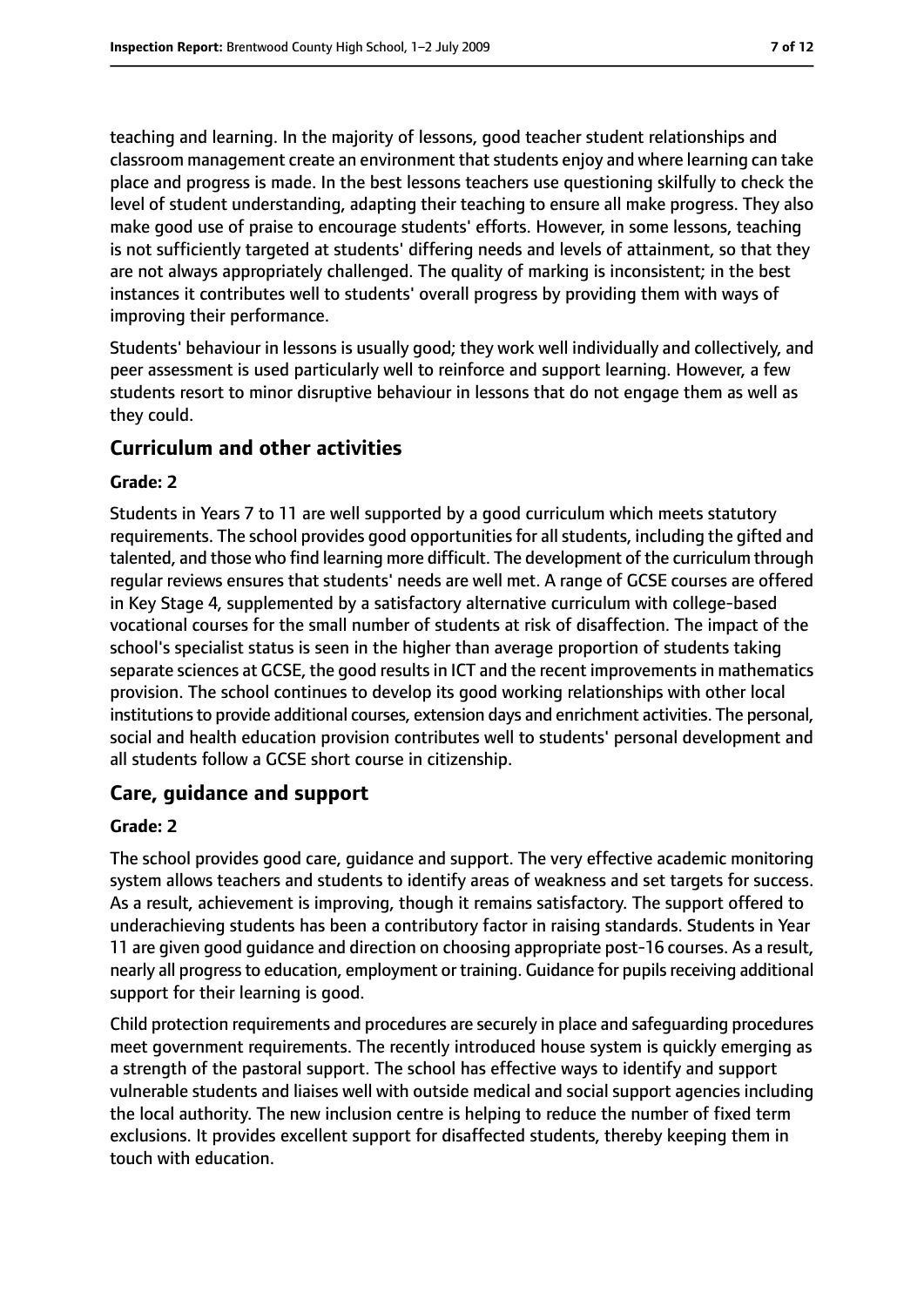teaching and learning. In the majority of lessons, good teacher student relationships and classroom management create an environment that students enjoy and where learning can take place and progress is made. In the best lessons teachers use questioning skilfully to check the level of student understanding, adapting their teaching to ensure all make progress. They also make good use of praise to encourage students' efforts. However, in some lessons, teaching is not sufficiently targeted at students' differing needs and levels of attainment, so that they are not always appropriately challenged. The quality of marking is inconsistent; in the best instances it contributes well to students' overall progress by providing them with ways of improving their performance.

Students' behaviour in lessons is usually good; they work well individually and collectively, and peer assessment is used particularly well to reinforce and support learning. However, a few students resort to minor disruptive behaviour in lessons that do not engage them as well as they could.

## Curriculum and other activities

### Grade: 2

Students in Years 7 to 11 are well supported by a good curriculum which meets statutory requirements. The school provides good opportunities for all students, including the gifted and talented, and those who find learning more difficult. The development of the curriculum through regular reviews ensures that students' needs are well met. A range of GCSE courses are offered in Key Stage 4, supplemented by a satisfactory alternative curriculum with college-based vocational courses for the small number of students at risk of disaffection. The impact of the school's specialist status is seen in the higher than average proportion of students taking separate sciences at GCSE, the good results in ICT and the recent improvements in mathematics provision. The school continues to develop its good working relationships with other local institutions to provide additional courses, extension days and enrichment activities. The personal, social and health education provision contributes well to students' personal development and all students follow a GCSE short course in citizenship.

## Care, guidance and support

### Grade: 2

The school provides good care, guidance and support. The very effective academic monitoring system allows teachers and students to identify areas of weakness and set targets for success. As a result, achievement is improving, though it remains satisfactory. The support offered to underachieving students has been a contributory factor in raising standards. Students in Year 11 are given good guidance and direction on choosing appropriate post-16 courses. As a result, nearly all progress to education, employment or training. Guidance for pupils receiving additional support for their learning is good.

Child protection requirements and procedures are securely in place and safeguarding procedures meet government requirements. The recently introduced house system is quickly emerging as a strength of the pastoral support. The school has effective ways to identify and support vulnerable students and liaises well with outside medical and social support agencies including the local authority. The new inclusion centre is helping to reduce the number of fixed term exclusions. It provides excellent support for disaffected students, thereby keeping them in touch with education.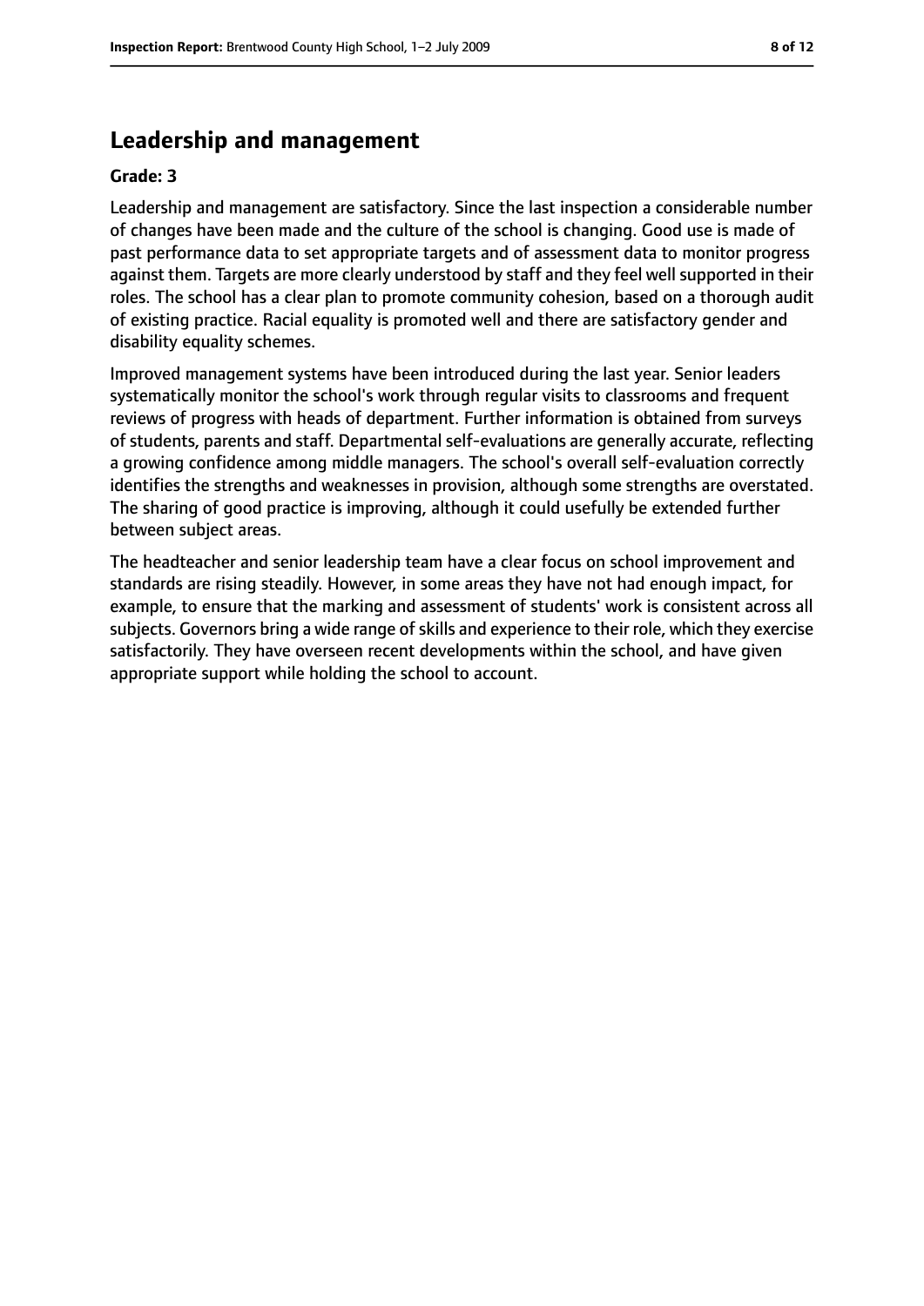## Leadership and management

**Grade: 3**

Leadership and management are satisfactory. Since the last inspection a considerable number of changes have been made and the culture of the school is changing. Good use is made of past performance data to set appropriate targets and of assessment data to monitor progress against them. Targets are more clearly understood by staff and they feel well supported in their roles. The school has a clear plan to promote community cohesion, based on a thorough audit of existing practice. Racial equality is promoted well and there are satisfactory gender and disability equality schemes.

Improved management systems have been introduced during the last year. Senior leaders systematically monitor the school's work through regular visits to classrooms and frequent reviews of progress with heads of department. Further information is obtained from surveys of students, parents and staff. Departmental self-evaluations are generally accurate, reflecting a growing confidence among middle managers. The school's overall self-evaluation correctly identifies the strengths and weaknesses in provision, although some strengths are overstated. The sharing of good practice is improving, although it could usefully be extended further between subject areas.

The headteacher and senior leadership team have a clear focus on school improvement and standards are rising steadily. However, in some areas they have not had enough impact, for example, to ensure that the marking and assessment of students' work is consistent across all subjects. Governors bring a wide range of skills and experience to their role, which they exercise satisfactorily. They have overseen recent developments within the school, and have given appropriate support while holding the school to account.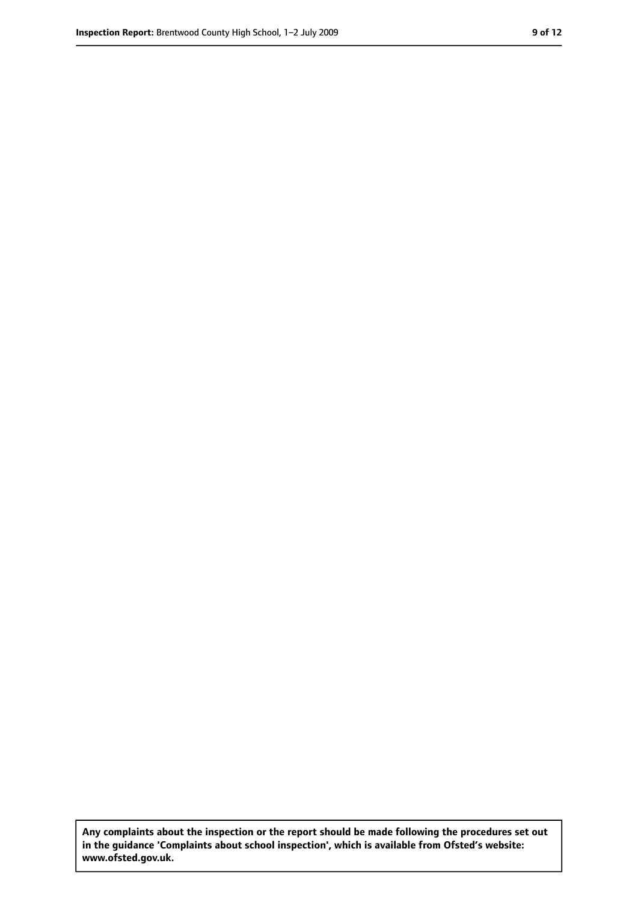**Any complaints about the inspection or the report should be made following the procedures set out in the guidance 'Complaints about school inspection', which is available from Ofsted's website: www.ofsted.gov.uk.**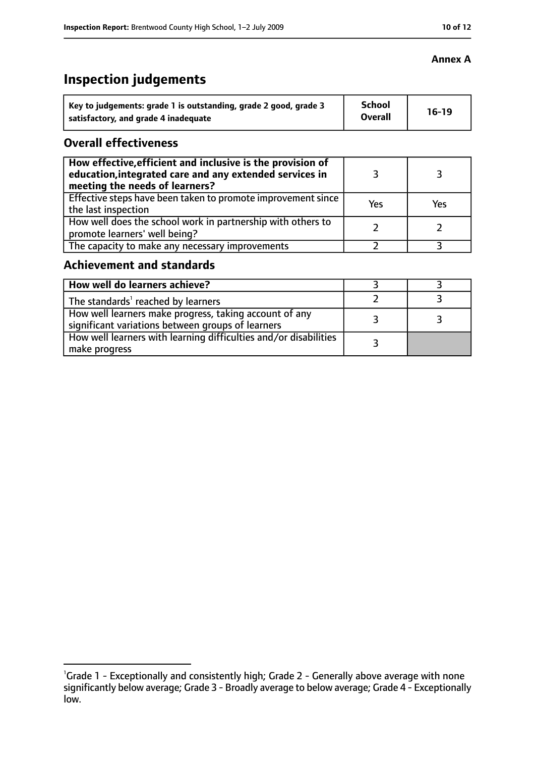**Annex A**

# Inspection judgements

| Key to judgements: grade 1 is outstanding, grade 2 good, grade 3 satisfactory, and grade 4 inadequate | School Overall | 16-19 |
|---|---|---|

## Overall effectiveness

| How effective, efficient and inclusive is the provision of education, integrated care and any extended services in meeting the needs of learners? | 3 | 3 |
|---|---|---|
| Effective steps have been taken to promote improvement since the last inspection | Yes | Yes |
| How well does the school work in partnership with others to promote learners' well being? | 2 | 2 |
| The capacity to make any necessary improvements | 2 | 3 |

## Achievement and standards

| How well do learners achieve? | 3 | 3 |
|---|---|---|
| The standards[1] reached by learners | 2 | 3 |
| How well learners make progress, taking account of any significant variations between groups of learners | 3 | 3 |
| How well learners with learning difficulties and/or disabilities make progress | 3 | |

[1]Grade 1 - Exceptionally and consistently high; Grade 2 - Generally above average with none significantly below average; Grade 3 - Broadly average to below average; Grade 4 - Exceptionally low.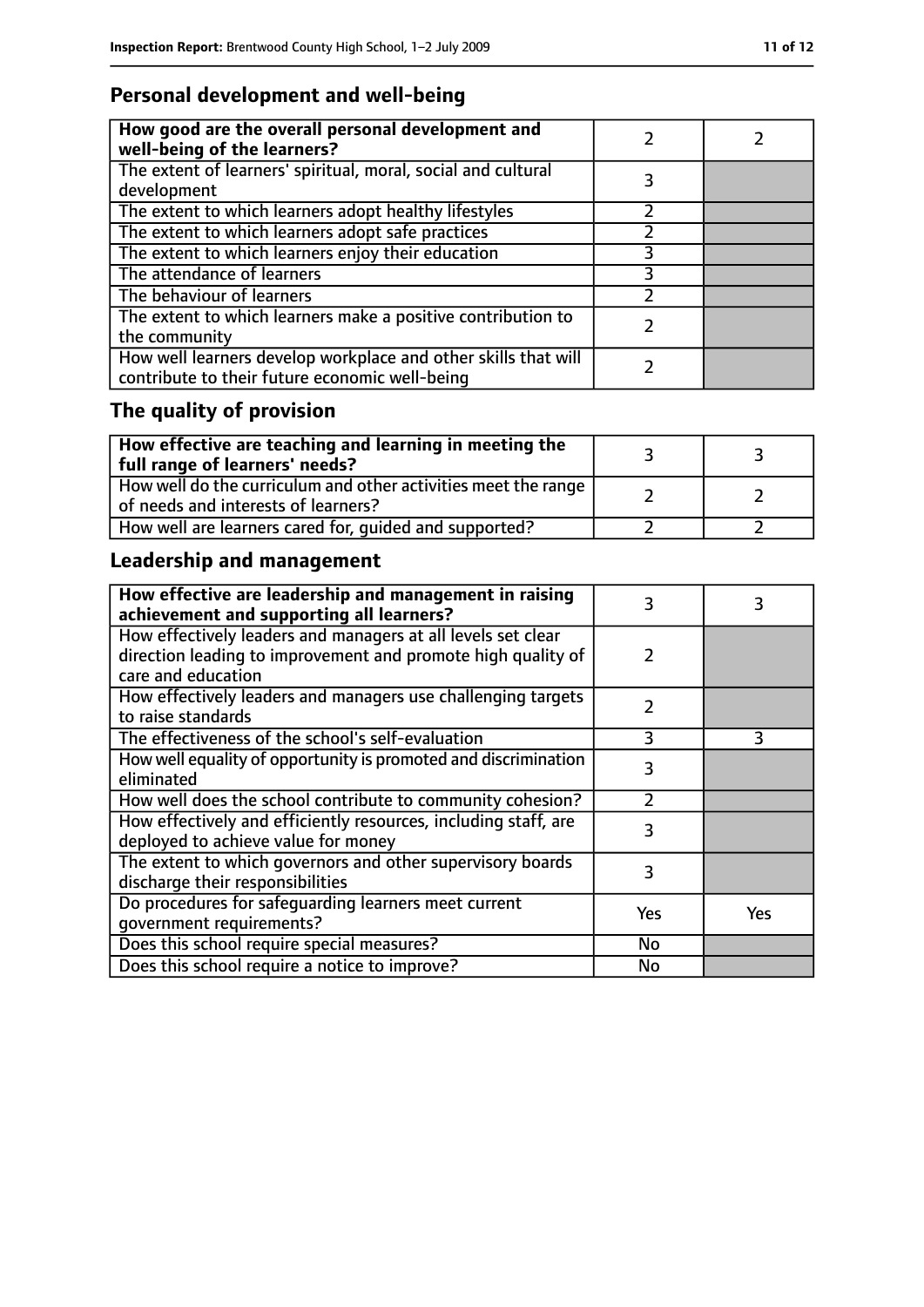## Personal development and well-being

| | | |
|---|---|---|
| **How good are the overall personal development and well-being of the learners?** | 2 | 2 |
| The extent of learners' spiritual, moral, social and cultural development | 3 | |
| The extent to which learners adopt healthy lifestyles | 2 | |
| The extent to which learners adopt safe practices | 2 | |
| The extent to which learners enjoy their education | 3 | |
| The attendance of learners | 3 | |
| The behaviour of learners | 2 | |
| The extent to which learners make a positive contribution to the community | 2 | |
| How well learners develop workplace and other skills that will contribute to their future economic well-being | 2 | |

## The quality of provision

| | | |
|---|---|---|
| **How effective are teaching and learning in meeting the full range of learners' needs?** | 3 | 3 |
| How well do the curriculum and other activities meet the range of needs and interests of learners? | 2 | 2 |
| How well are learners cared for, guided and supported? | 2 | 2 |

## Leadership and management

| | | |
|---|---|---|
| **How effective are leadership and management in raising achievement and supporting all learners?** | 3 | 3 |
| How effectively leaders and managers at all levels set clear direction leading to improvement and promote high quality of care and education | 2 | |
| How effectively leaders and managers use challenging targets to raise standards | 2 | |
| The effectiveness of the school's self-evaluation | 3 | 3 |
| How well equality of opportunity is promoted and discrimination eliminated | 3 | |
| How well does the school contribute to community cohesion? | 2 | |
| How effectively and efficiently resources, including staff, are deployed to achieve value for money | 3 | |
| The extent to which governors and other supervisory boards discharge their responsibilities | 3 | |
| Do procedures for safeguarding learners meet current government requirements? | Yes | Yes |
| Does this school require special measures? | No | |
| Does this school require a notice to improve? | No | |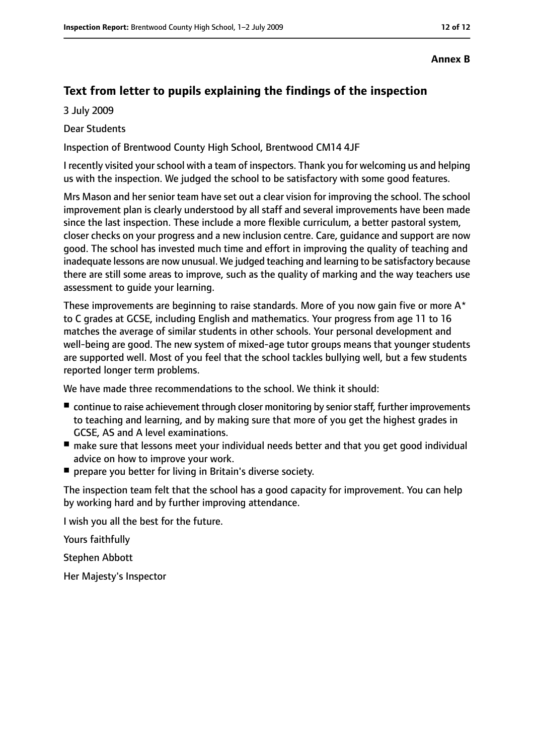**Annex B**

## Text from letter to pupils explaining the findings of the inspection

3 July 2009

Dear Students

Inspection of Brentwood County High School, Brentwood CM14 4JF

I recently visited your school with a team of inspectors. Thank you for welcoming us and helping us with the inspection. We judged the school to be satisfactory with some good features.

Mrs Mason and her senior team have set out a clear vision for improving the school. The school improvement plan is clearly understood by all staff and several improvements have been made since the last inspection. These include a more flexible curriculum, a better pastoral system, closer checks on your progress and a new inclusion centre. Care, guidance and support are now good. The school has invested much time and effort in improving the quality of teaching and inadequate lessons are now unusual. We judged teaching and learning to be satisfactory because there are still some areas to improve, such as the quality of marking and the way teachers use assessment to guide your learning.

These improvements are beginning to raise standards. More of you now gain five or more A* to C grades at GCSE, including English and mathematics. Your progress from age 11 to 16 matches the average of similar students in other schools. Your personal development and well-being are good. The new system of mixed-age tutor groups means that younger students are supported well. Most of you feel that the school tackles bullying well, but a few students reported longer term problems.

We have made three recommendations to the school. We think it should:

- continue to raise achievement through closer monitoring by senior staff, further improvements to teaching and learning, and by making sure that more of you get the highest grades in GCSE, AS and A level examinations.
- make sure that lessons meet your individual needs better and that you get good individual advice on how to improve your work.
- prepare you better for living in Britain's diverse society.

The inspection team felt that the school has a good capacity for improvement. You can help by working hard and by further improving attendance.

I wish you all the best for the future.

Yours faithfully

Stephen Abbott

Her Majesty's Inspector